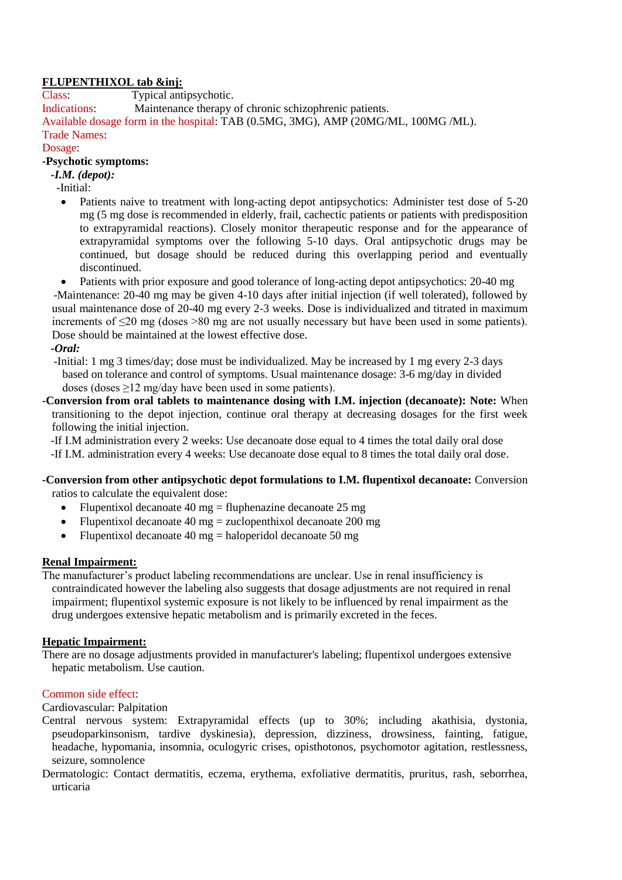**FLUPENTHIXOL tab &inj:**

Class: Typical antipsychotic.

Indications: Maintenance therapy of chronic schizophrenic patients.

Available dosage form in the hospital: TAB (0.5MG, 3MG), AMP (20MG/ML, 100MG /ML).

Trade Names:

Dosage:

**-Psychotic symptoms:**

***-I.M. (depot):***

-Initial:

- Patients naive to treatment with long-acting depot antipsychotics: Administer test dose of 5-20 mg (5 mg dose is recommended in elderly, frail, cachectic patients or patients with predisposition to extrapyramidal reactions). Closely monitor therapeutic response and for the appearance of extrapyramidal symptoms over the following 5-10 days. Oral antipsychotic drugs may be continued, but dosage should be reduced during this overlapping period and eventually discontinued.
- Patients with prior exposure and good tolerance of long-acting depot antipsychotics: 20-40 mg

-Maintenance: 20-40 mg may be given 4-10 days after initial injection (if well tolerated), followed by usual maintenance dose of 20-40 mg every 2-3 weeks. Dose is individualized and titrated in maximum increments of ≤20 mg (doses >80 mg are not usually necessary but have been used in some patients). Dose should be maintained at the lowest effective dose.

***-Oral:***

-Initial: 1 mg 3 times/day; dose must be individualized. May be increased by 1 mg every 2-3 days based on tolerance and control of symptoms. Usual maintenance dosage: 3-6 mg/day in divided doses (doses ≥12 mg/day have been used in some patients).

**-Conversion from oral tablets to maintenance dosing with I.M. injection (decanoate): Note:** When transitioning to the depot injection, continue oral therapy at decreasing dosages for the first week following the initial injection.

-If I.M administration every 2 weeks: Use decanoate dose equal to 4 times the total daily oral dose

-If I.M. administration every 4 weeks: Use decanoate dose equal to 8 times the total daily oral dose.

**-Conversion from other antipsychotic depot formulations to I.M. flupentixol decanoate:** Conversion ratios to calculate the equivalent dose:

- Flupentixol decanoate 40 mg = fluphenazine decanoate 25 mg
- Flupentixol decanoate 40 mg = zuclopenthixol decanoate 200 mg
- Flupentixol decanoate 40 mg = haloperidol decanoate 50 mg

**Renal Impairment:**

The manufacturer's product labeling recommendations are unclear. Use in renal insufficiency is contraindicated however the labeling also suggests that dosage adjustments are not required in renal impairment; flupentixol systemic exposure is not likely to be influenced by renal impairment as the drug undergoes extensive hepatic metabolism and is primarily excreted in the feces.

**Hepatic Impairment:**

There are no dosage adjustments provided in manufacturer's labeling; flupentixol undergoes extensive hepatic metabolism. Use caution.

Common side effect:

Cardiovascular: Palpitation

Central nervous system: Extrapyramidal effects (up to 30%; including akathisia, dystonia, pseudoparkinsonism, tardive dyskinesia), depression, dizziness, drowsiness, fainting, fatigue, headache, hypomania, insomnia, oculogyric crises, opisthotonos, psychomotor agitation, restlessness, seizure, somnolence

Dermatologic: Contact dermatitis, eczema, erythema, exfoliative dermatitis, pruritus, rash, seborrhea, urticaria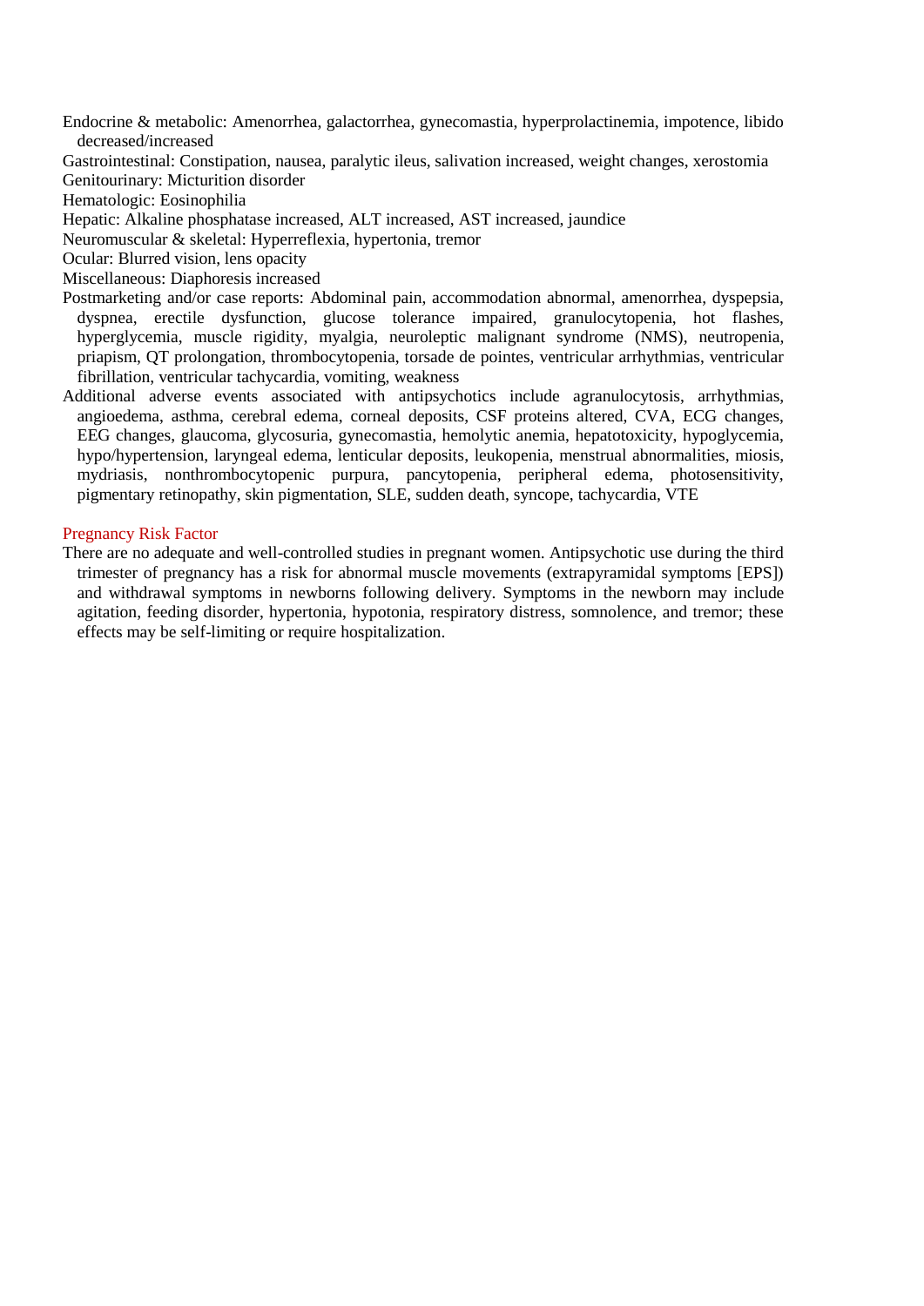Endocrine & metabolic: Amenorrhea, galactorrhea, gynecomastia, hyperprolactinemia, impotence, libido decreased/increased

Gastrointestinal: Constipation, nausea, paralytic ileus, salivation increased, weight changes, xerostomia

Genitourinary: Micturition disorder

Hematologic: Eosinophilia

Hepatic: Alkaline phosphatase increased, ALT increased, AST increased, jaundice

Neuromuscular & skeletal: Hyperreflexia, hypertonia, tremor

Ocular: Blurred vision, lens opacity

Miscellaneous: Diaphoresis increased

Postmarketing and/or case reports: Abdominal pain, accommodation abnormal, amenorrhea, dyspepsia, dyspnea, erectile dysfunction, glucose tolerance impaired, granulocytopenia, hot flashes, hyperglycemia, muscle rigidity, myalgia, neuroleptic malignant syndrome (NMS), neutropenia, priapism, QT prolongation, thrombocytopenia, torsade de pointes, ventricular arrhythmias, ventricular fibrillation, ventricular tachycardia, vomiting, weakness

Additional adverse events associated with antipsychotics include agranulocytosis, arrhythmias, angioedema, asthma, cerebral edema, corneal deposits, CSF proteins altered, CVA, ECG changes, EEG changes, glaucoma, glycosuria, gynecomastia, hemolytic anemia, hepatotoxicity, hypoglycemia, hypo/hypertension, laryngeal edema, lenticular deposits, leukopenia, menstrual abnormalities, miosis, mydriasis, nonthrombocytopenic purpura, pancytopenia, peripheral edema, photosensitivity, pigmentary retinopathy, skin pigmentation, SLE, sudden death, syncope, tachycardia, VTE

## Pregnancy Risk Factor

There are no adequate and well-controlled studies in pregnant women. Antipsychotic use during the third trimester of pregnancy has a risk for abnormal muscle movements (extrapyramidal symptoms [EPS]) and withdrawal symptoms in newborns following delivery. Symptoms in the newborn may include agitation, feeding disorder, hypertonia, hypotonia, respiratory distress, somnolence, and tremor; these effects may be self-limiting or require hospitalization.